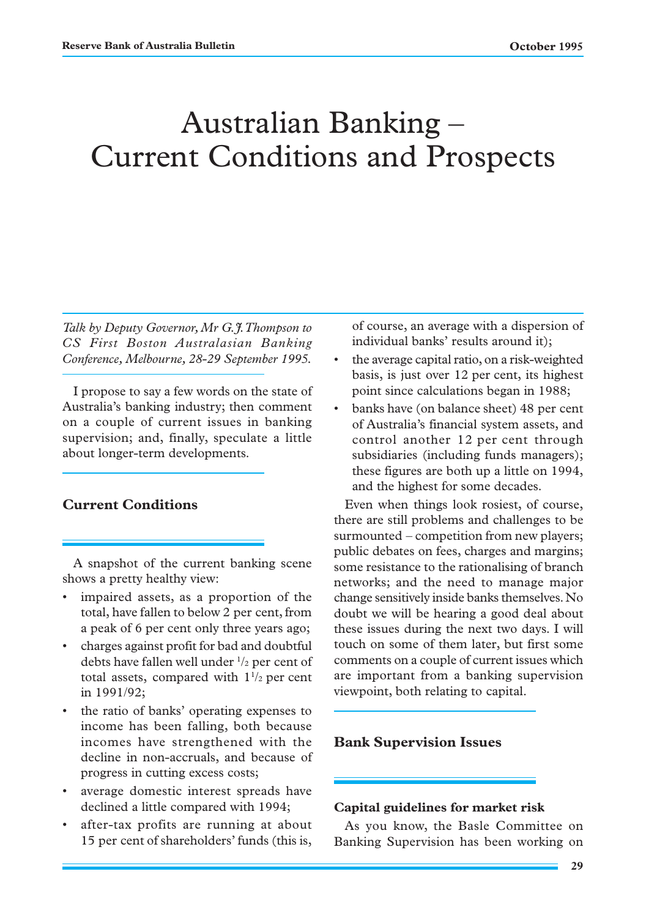# Australian Banking – Current Conditions and Prospects

*Talk by Deputy Governor, Mr G.J. Thompson to CS First Boston Australasian Banking Conference, Melbourne, 28-29 September 1995.*

I propose to say a few words on the state of Australia's banking industry; then comment on a couple of current issues in banking supervision; and, finally, speculate a little about longer-term developments.

## Current Conditions

A snapshot of the current banking scene shows a pretty healthy view:

- impaired assets, as a proportion of the total, have fallen to below 2 per cent, from a peak of 6 per cent only three years ago;
- charges against profit for bad and doubtful debts have fallen well under $1/2$ per cent of total assets, compared with $1\frac{1}{2}$ per cent in 1991/92;
- the ratio of banks' operating expenses to income has been falling, both because incomes have strengthened with the decline in non-accruals, and because of progress in cutting excess costs;
- average domestic interest spreads have declined a little compared with 1994;
- after-tax profits are running at about 15 per cent of shareholders' funds (this is, of course, an average with a dispersion of individual banks' results around it);
- the average capital ratio, on a risk-weighted basis, is just over 12 per cent, its highest point since calculations began in 1988;
- banks have (on balance sheet) 48 per cent of Australia's financial system assets, and control another 12 per cent through subsidiaries (including funds managers); these figures are both up a little on 1994, and the highest for some decades.

Even when things look rosiest, of course, there are still problems and challenges to be surmounted – competition from new players; public debates on fees, charges and margins; some resistance to the rationalising of branch networks; and the need to manage major change sensitively inside banks themselves. No doubt we will be hearing a good deal about these issues during the next two days. I will touch on some of them later, but first some comments on a couple of current issues which are important from a banking supervision viewpoint, both relating to capital.

## Bank Supervision Issues

### Capital guidelines for market risk

As you know, the Basle Committee on Banking Supervision has been working on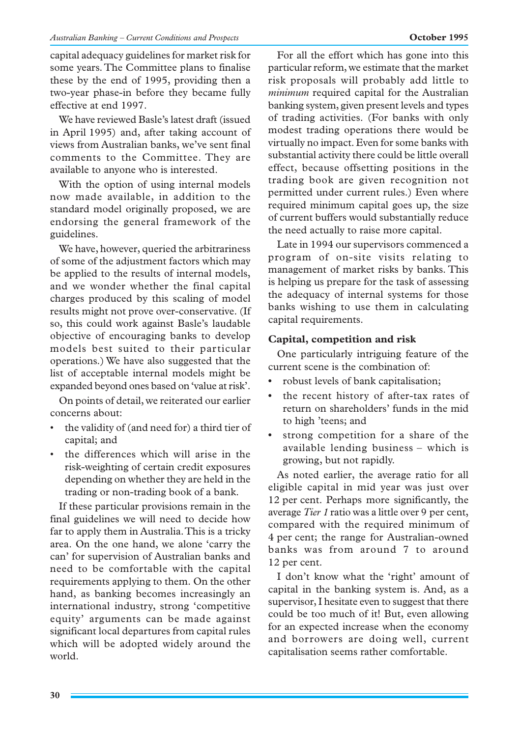capital adequacy guidelines for market risk for some years. The Committee plans to finalise these by the end of 1995, providing then a two-year phase-in before they became fully effective at end 1997.

We have reviewed Basle's latest draft (issued in April 1995) and, after taking account of views from Australian banks, we've sent final comments to the Committee. They are available to anyone who is interested.

With the option of using internal models now made available, in addition to the standard model originally proposed, we are endorsing the general framework of the guidelines.

We have, however, queried the arbitrariness of some of the adjustment factors which may be applied to the results of internal models, and we wonder whether the final capital charges produced by this scaling of model results might not prove over-conservative. (If so, this could work against Basle's laudable objective of encouraging banks to develop models best suited to their particular operations.) We have also suggested that the list of acceptable internal models might be expanded beyond ones based on 'value at risk'.

On points of detail, we reiterated our earlier concerns about:

- the validity of (and need for) a third tier of capital; and
- the differences which will arise in the risk-weighting of certain credit exposures depending on whether they are held in the trading or non-trading book of a bank.

If these particular provisions remain in the final guidelines we will need to decide how far to apply them in Australia. This is a tricky area. On the one hand, we alone 'carry the can' for supervision of Australian banks and need to be comfortable with the capital requirements applying to them. On the other hand, as banking becomes increasingly an international industry, strong 'competitive equity' arguments can be made against significant local departures from capital rules which will be adopted widely around the world.

For all the effort which has gone into this particular reform, we estimate that the market risk proposals will probably add little to *minimum* required capital for the Australian banking system, given present levels and types of trading activities. (For banks with only modest trading operations there would be virtually no impact. Even for some banks with substantial activity there could be little overall effect, because offsetting positions in the trading book are given recognition not permitted under current rules.) Even where required minimum capital goes up, the size of current buffers would substantially reduce the need actually to raise more capital.

Late in 1994 our supervisors commenced a program of on-site visits relating to management of market risks by banks. This is helping us prepare for the task of assessing the adequacy of internal systems for those banks wishing to use them in calculating capital requirements.

### Capital, competition and risk

One particularly intriguing feature of the current scene is the combination of:

- robust levels of bank capitalisation;
- the recent history of after-tax rates of return on shareholders' funds in the mid to high 'teens; and
- strong competition for a share of the available lending business – which is growing, but not rapidly.

As noted earlier, the average ratio for all eligible capital in mid year was just over 12 per cent. Perhaps more significantly, the average *Tier 1* ratio was a little over 9 per cent, compared with the required minimum of 4 per cent; the range for Australian-owned banks was from around 7 to around 12 per cent.

I don't know what the 'right' amount of capital in the banking system is. And, as a supervisor, I hesitate even to suggest that there could be too much of it! But, even allowing for an expected increase when the economy and borrowers are doing well, current capitalisation seems rather comfortable.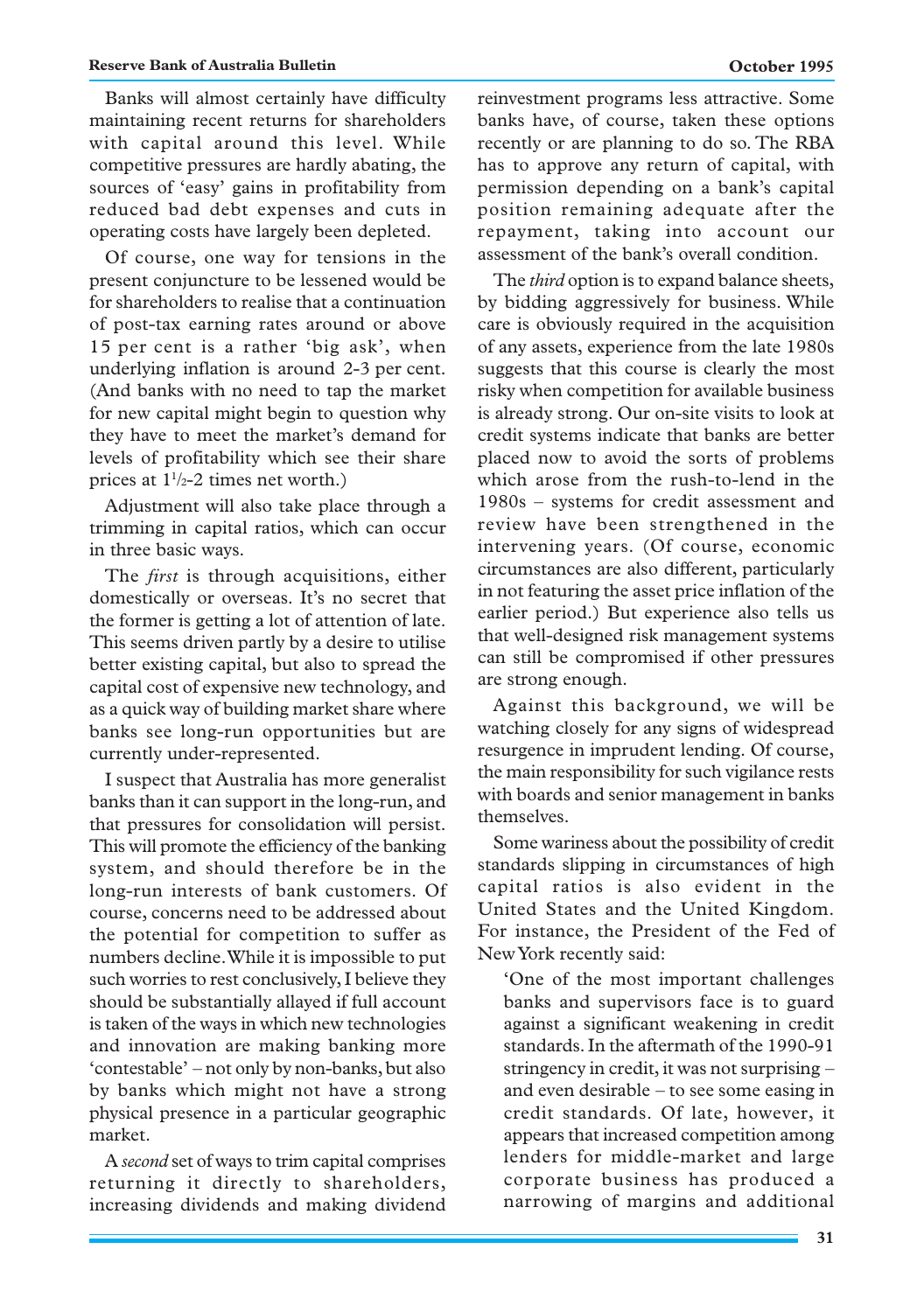Banks will almost certainly have difficulty maintaining recent returns for shareholders with capital around this level. While competitive pressures are hardly abating, the sources of 'easy' gains in profitability from reduced bad debt expenses and cuts in operating costs have largely been depleted.

Of course, one way for tensions in the present conjuncture to be lessened would be for shareholders to realise that a continuation of post-tax earning rates around or above 15 per cent is a rather 'big ask', when underlying inflation is around 2-3 per cent. (And banks with no need to tap the market for new capital might begin to question why they have to meet the market's demand for levels of profitability which see their share prices at 1½-2 times net worth.)

Adjustment will also take place through a trimming in capital ratios, which can occur in three basic ways.

The *first* is through acquisitions, either domestically or overseas. It's no secret that the former is getting a lot of attention of late. This seems driven partly by a desire to utilise better existing capital, but also to spread the capital cost of expensive new technology, and as a quick way of building market share where banks see long-run opportunities but are currently under-represented.

I suspect that Australia has more generalist banks than it can support in the long-run, and that pressures for consolidation will persist. This will promote the efficiency of the banking system, and should therefore be in the long-run interests of bank customers. Of course, concerns need to be addressed about the potential for competition to suffer as numbers decline. While it is impossible to put such worries to rest conclusively, I believe they should be substantially allayed if full account is taken of the ways in which new technologies and innovation are making banking more 'contestable' – not only by non-banks, but also by banks which might not have a strong physical presence in a particular geographic market.

A *second* set of ways to trim capital comprises returning it directly to shareholders, increasing dividends and making dividend reinvestment programs less attractive. Some banks have, of course, taken these options recently or are planning to do so. The RBA has to approve any return of capital, with permission depending on a bank's capital position remaining adequate after the repayment, taking into account our assessment of the bank's overall condition.

The *third* option is to expand balance sheets, by bidding aggressively for business. While care is obviously required in the acquisition of any assets, experience from the late 1980s suggests that this course is clearly the most risky when competition for available business is already strong. Our on-site visits to look at credit systems indicate that banks are better placed now to avoid the sorts of problems which arose from the rush-to-lend in the 1980s – systems for credit assessment and review have been strengthened in the intervening years. (Of course, economic circumstances are also different, particularly in not featuring the asset price inflation of the earlier period.) But experience also tells us that well-designed risk management systems can still be compromised if other pressures are strong enough.

Against this background, we will be watching closely for any signs of widespread resurgence in imprudent lending. Of course, the main responsibility for such vigilance rests with boards and senior management in banks themselves.

Some wariness about the possibility of credit standards slipping in circumstances of high capital ratios is also evident in the United States and the United Kingdom. For instance, the President of the Fed of New York recently said:

> 'One of the most important challenges banks and supervisors face is to guard against a significant weakening in credit standards. In the aftermath of the 1990-91 stringency in credit, it was not surprising – and even desirable – to see some easing in credit standards. Of late, however, it appears that increased competition among lenders for middle-market and large corporate business has produced a narrowing of margins and additional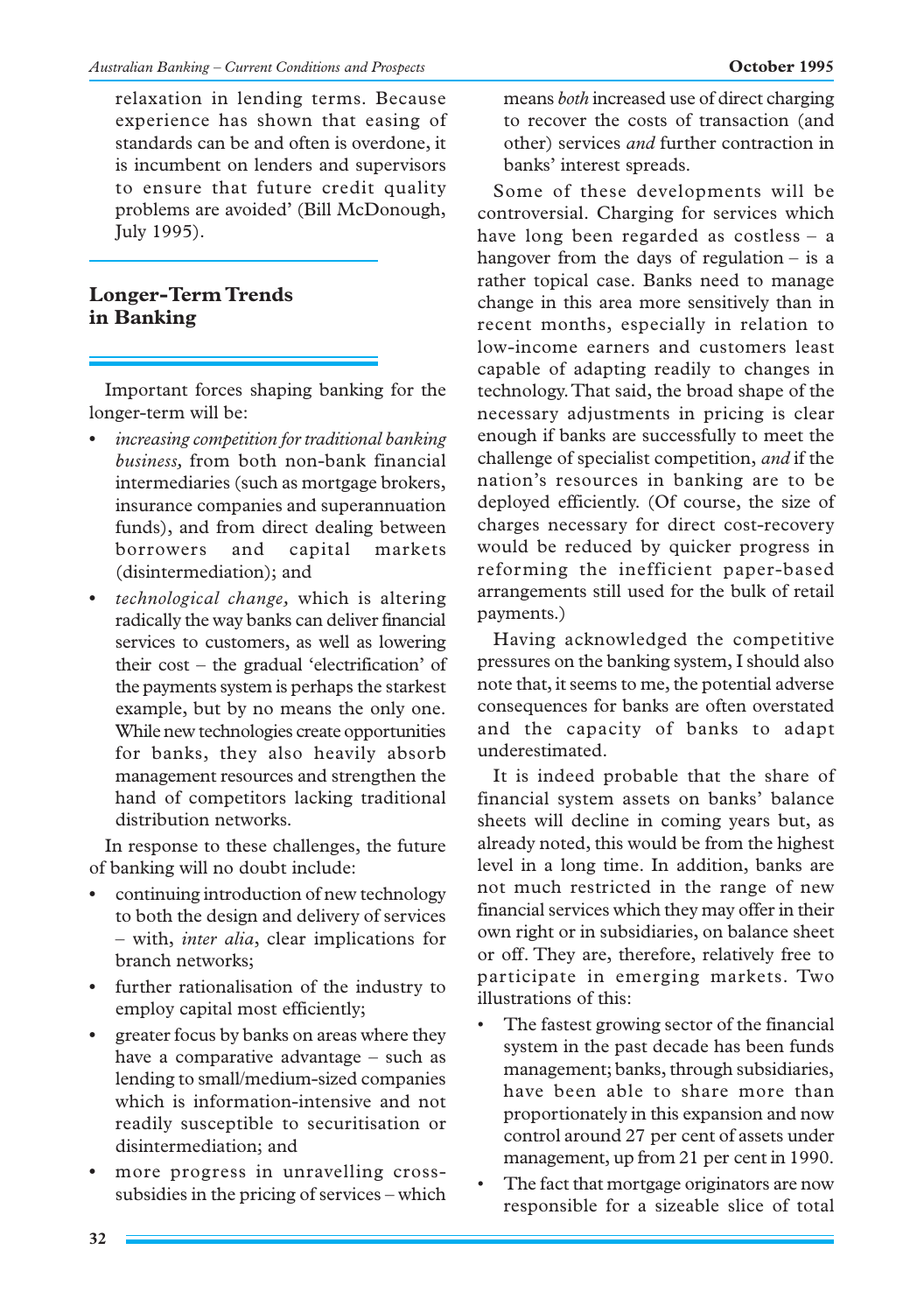relaxation in lending terms. Because experience has shown that easing of standards can be and often is overdone, it is incumbent on lenders and supervisors to ensure that future credit quality problems are avoided' (Bill McDonough, July 1995).

## Longer-Term Trends in Banking

Important forces shaping banking for the longer-term will be:

- *increasing competition for traditional banking business,* from both non-bank financial intermediaries (such as mortgage brokers, insurance companies and superannuation funds), and from direct dealing between borrowers and capital markets (disintermediation); and
- *technological change,* which is altering radically the way banks can deliver financial services to customers, as well as lowering their cost – the gradual 'electrification' of the payments system is perhaps the starkest example, but by no means the only one. While new technologies create opportunities for banks, they also heavily absorb management resources and strengthen the hand of competitors lacking traditional distribution networks.

In response to these challenges, the future of banking will no doubt include:

- continuing introduction of new technology to both the design and delivery of services – with, *inter alia*, clear implications for branch networks;
- further rationalisation of the industry to employ capital most efficiently;
- greater focus by banks on areas where they have a comparative advantage – such as lending to small/medium-sized companies which is information-intensive and not readily susceptible to securitisation or disintermediation; and
- more progress in unravelling cross-subsidies in the pricing of services – which means *both* increased use of direct charging to recover the costs of transaction (and other) services *and* further contraction in banks' interest spreads.

Some of these developments will be controversial. Charging for services which have long been regarded as costless – a hangover from the days of regulation – is a rather topical case. Banks need to manage change in this area more sensitively than in recent months, especially in relation to low-income earners and customers least capable of adapting readily to changes in technology. That said, the broad shape of the necessary adjustments in pricing is clear enough if banks are successfully to meet the challenge of specialist competition, *and* if the nation's resources in banking are to be deployed efficiently. (Of course, the size of charges necessary for direct cost-recovery would be reduced by quicker progress in reforming the inefficient paper-based arrangements still used for the bulk of retail payments.)

Having acknowledged the competitive pressures on the banking system, I should also note that, it seems to me, the potential adverse consequences for banks are often overstated and the capacity of banks to adapt underestimated.

It is indeed probable that the share of financial system assets on banks' balance sheets will decline in coming years but, as already noted, this would be from the highest level in a long time. In addition, banks are not much restricted in the range of new financial services which they may offer in their own right or in subsidiaries, on balance sheet or off. They are, therefore, relatively free to participate in emerging markets. Two illustrations of this:

- The fastest growing sector of the financial system in the past decade has been funds management; banks, through subsidiaries, have been able to share more than proportionately in this expansion and now control around 27 per cent of assets under management, up from 21 per cent in 1990.
- The fact that mortgage originators are now responsible for a sizeable slice of total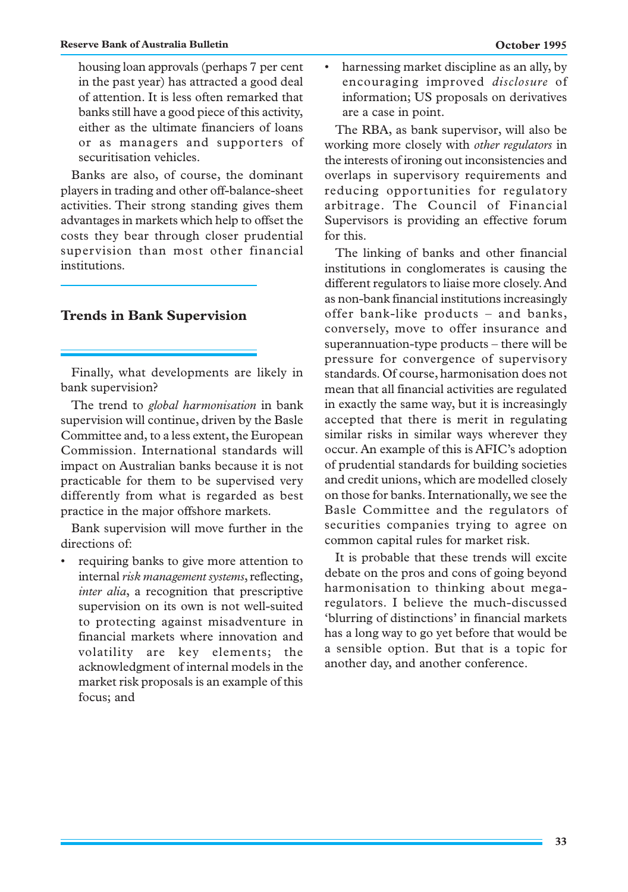housing loan approvals (perhaps 7 per cent in the past year) has attracted a good deal of attention. It is less often remarked that banks still have a good piece of this activity, either as the ultimate financiers of loans or as managers and supporters of securitisation vehicles.

Banks are also, of course, the dominant players in trading and other off-balance-sheet activities. Their strong standing gives them advantages in markets which help to offset the costs they bear through closer prudential supervision than most other financial institutions.

## Trends in Bank Supervision

Finally, what developments are likely in bank supervision?

The trend to *global harmonisation* in bank supervision will continue, driven by the Basle Committee and, to a less extent, the European Commission. International standards will impact on Australian banks because it is not practicable for them to be supervised very differently from what is regarded as best practice in the major offshore markets.

Bank supervision will move further in the directions of:

- requiring banks to give more attention to internal *risk management systems*, reflecting, *inter alia*, a recognition that prescriptive supervision on its own is not well-suited to protecting against misadventure in financial markets where innovation and volatility are key elements; the acknowledgment of internal models in the market risk proposals is an example of this focus; and
- harnessing market discipline as an ally, by encouraging improved *disclosure* of information; US proposals on derivatives are a case in point.

The RBA, as bank supervisor, will also be working more closely with *other regulators* in the interests of ironing out inconsistencies and overlaps in supervisory requirements and reducing opportunities for regulatory arbitrage. The Council of Financial Supervisors is providing an effective forum for this.

The linking of banks and other financial institutions in conglomerates is causing the different regulators to liaise more closely. And as non-bank financial institutions increasingly offer bank-like products – and banks, conversely, move to offer insurance and superannuation-type products – there will be pressure for convergence of supervisory standards. Of course, harmonisation does not mean that all financial activities are regulated in exactly the same way, but it is increasingly accepted that there is merit in regulating similar risks in similar ways wherever they occur. An example of this is AFIC's adoption of prudential standards for building societies and credit unions, which are modelled closely on those for banks. Internationally, we see the Basle Committee and the regulators of securities companies trying to agree on common capital rules for market risk.

It is probable that these trends will excite debate on the pros and cons of going beyond harmonisation to thinking about mega-regulators. I believe the much-discussed 'blurring of distinctions' in financial markets has a long way to go yet before that would be a sensible option. But that is a topic for another day, and another conference.